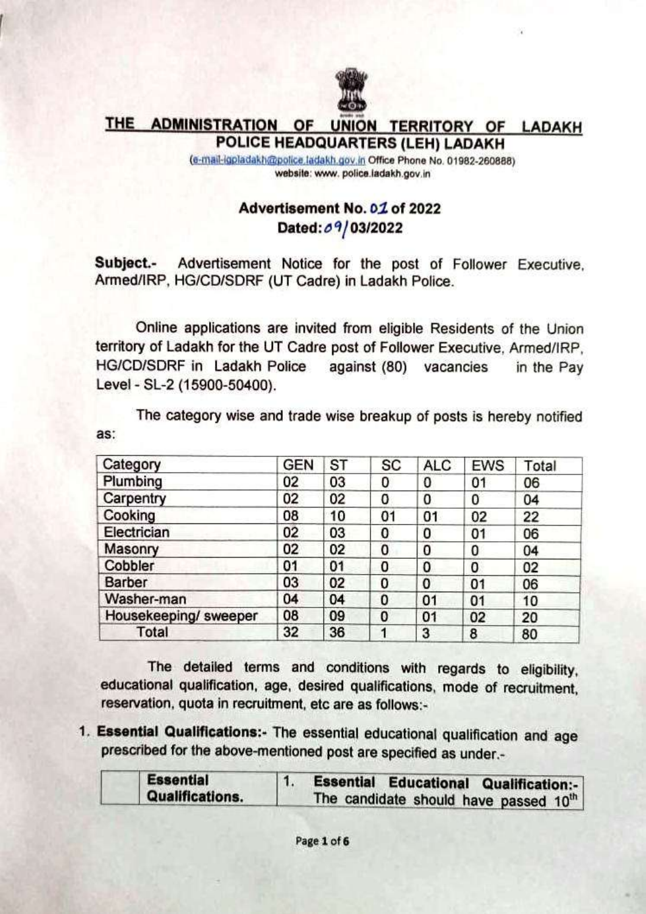# THE ADMINISTRATION OF UNION TERRITORY OF LADAKH

## POLICE HEADQUARTERS (LEH) LADAKH

(e-mail-igpladakh@police.ladakh.gov.in Office Phone No. 01982-260888)
website: www. police.ladakh.gov.in

**Advertisement No. 01 of 2022**
**Dated: 09/03/2022**

**Subject.-** Advertisement Notice for the post of Follower Executive, Armed/IRP, HG/CD/SDRF (UT Cadre) in Ladakh Police.

Online applications are invited from eligible Residents of the Union territory of Ladakh for the UT Cadre post of Follower Executive, Armed/IRP, HG/CD/SDRF in Ladakh Police against (80) vacancies in the Pay Level - SL-2 (15900-50400).

The category wise and trade wise breakup of posts is hereby notified as:

| Category | GEN | ST | SC | ALC | EWS | Total |
|---|---|---|---|---|---|---|
| Plumbing | 02 | 03 | 0 | 0 | 01 | 06 |
| Carpentry | 02 | 02 | 0 | 0 | 0 | 04 |
| Cooking | 08 | 10 | 01 | 01 | 02 | 22 |
| Electrician | 02 | 03 | 0 | 0 | 01 | 06 |
| Masonry | 02 | 02 | 0 | 0 | 0 | 04 |
| Cobbler | 01 | 01 | 0 | 0 | 0 | 02 |
| Barber | 03 | 02 | 0 | 0 | 01 | 06 |
| Washer-man | 04 | 04 | 0 | 01 | 01 | 10 |
| Housekeeping/ sweeper | 08 | 09 | 0 | 01 | 02 | 20 |
| Total | 32 | 36 | 1 | 3 | 8 | 80 |

The detailed terms and conditions with regards to eligibility, educational qualification, age, desired qualifications, mode of recruitment, reservation, quota in recruitment, etc are as follows:-

1. **Essential Qualifications:-** The essential educational qualification and age prescribed for the above-mentioned post are specified as under.-

| | Essential Qualifications. | 1. Essential Educational Qualification:- The candidate should have passed 10th |
|---|---|---|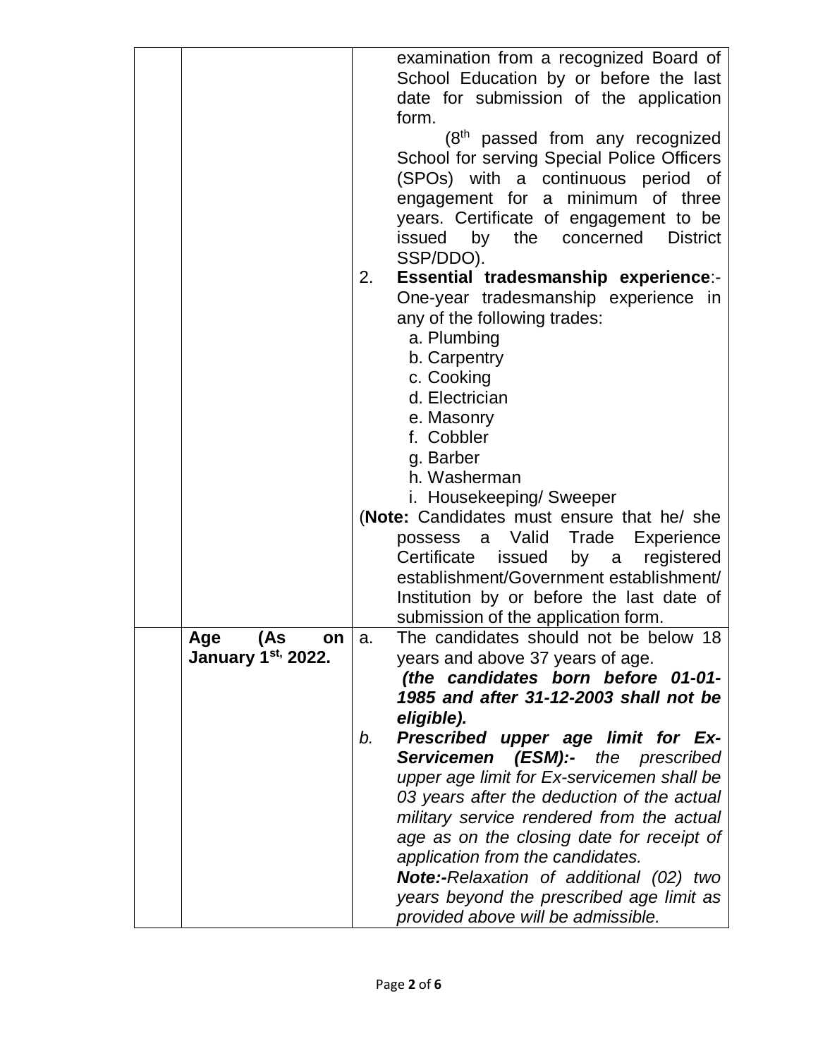| | | |
|---|---|---|
| | | examination from a recognized Board of School Education by or before the last date for submission of the application form.<br><br>(8th passed from any recognized School for serving Special Police Officers (SPOs) with a continuous period of engagement for a minimum of three years. Certificate of engagement to be issued by the concerned District SSP/DDO).<br><br>2. **Essential tradesmanship experience**:- One-year tradesmanship experience in any of the following trades:<br>a. Plumbing<br>b. Carpentry<br>c. Cooking<br>d. Electrician<br>e. Masonry<br>f. Cobbler<br>g. Barber<br>h. Washerman<br>i. Housekeeping/ Sweeper<br><br>(**Note:** Candidates must ensure that he/ she possess a Valid Trade Experience Certificate issued by a registered establishment/Government establishment/ Institution by or before the last date of submission of the application form. |
| | **Age (As on January 1st, 2022.** | a. The candidates should not be below 18 years and above 37 years of age.<br>***(the candidates born before 01-01-1985 and after 31-12-2003 shall not be eligible).***<br><br>*b.* ***Prescribed upper age limit for Ex-Servicemen (ESM):-*** *the prescribed upper age limit for Ex-servicemen shall be 03 years after the deduction of the actual military service rendered from the actual age as on the closing date for receipt of application from the candidates.*<br>***Note:-****Relaxation of additional (02) two years beyond the prescribed age limit as provided above will be admissible.* |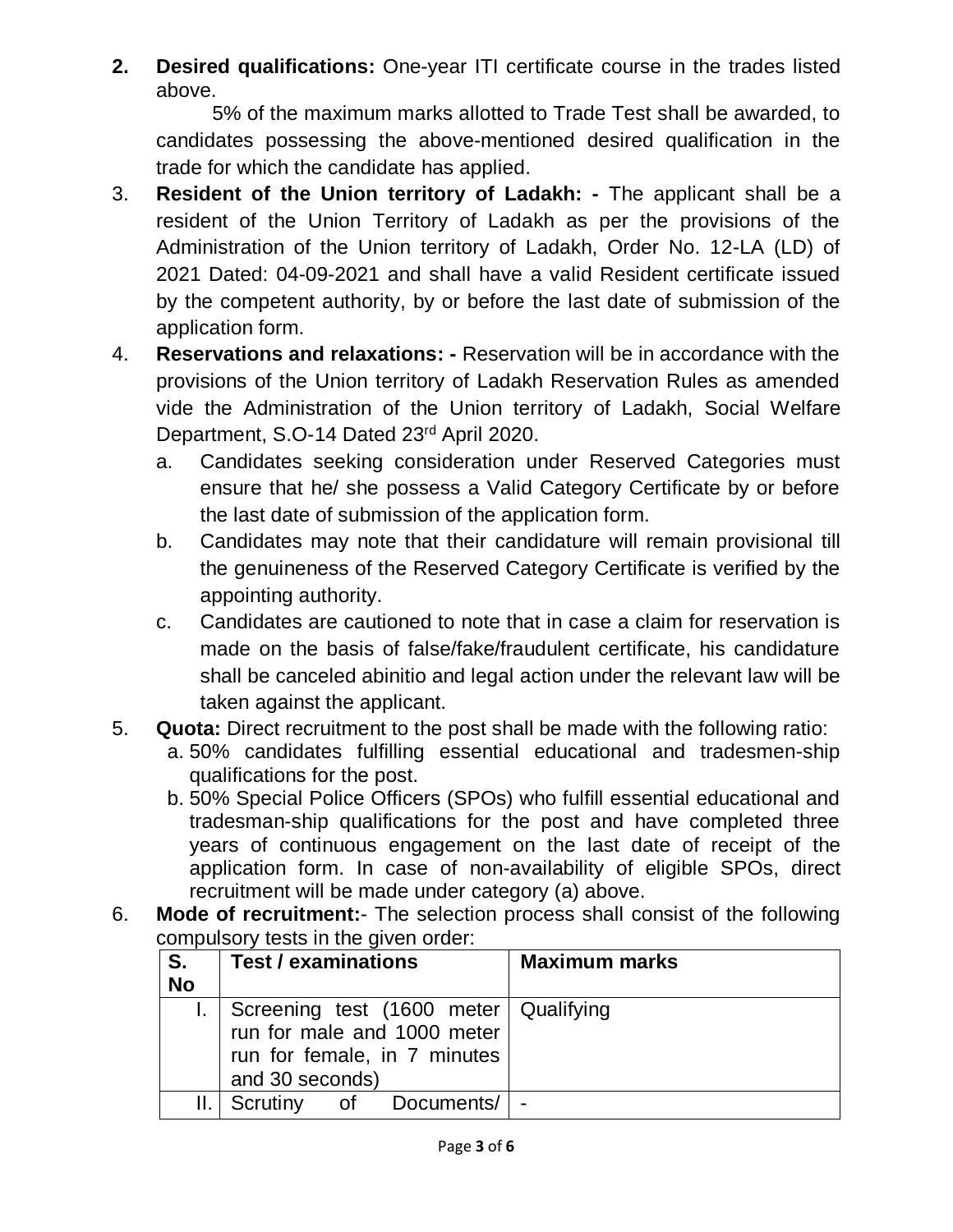2. **Desired qualifications:** One-year ITI certificate course in the trades listed above.

   5% of the maximum marks allotted to Trade Test shall be awarded, to candidates possessing the above-mentioned desired qualification in the trade for which the candidate has applied.

3. **Resident of the Union territory of Ladakh: -** The applicant shall be a resident of the Union Territory of Ladakh as per the provisions of the Administration of the Union territory of Ladakh, Order No. 12-LA (LD) of 2021 Dated: 04-09-2021 and shall have a valid Resident certificate issued by the competent authority, by or before the last date of submission of the application form.

4. **Reservations and relaxations: -** Reservation will be in accordance with the provisions of the Union territory of Ladakh Reservation Rules as amended vide the Administration of the Union territory of Ladakh, Social Welfare Department, S.O-14 Dated 23rd April 2020.
   a. Candidates seeking consideration under Reserved Categories must ensure that he/ she possess a Valid Category Certificate by or before the last date of submission of the application form.
   b. Candidates may note that their candidature will remain provisional till the genuineness of the Reserved Category Certificate is verified by the appointing authority.
   c. Candidates are cautioned to note that in case a claim for reservation is made on the basis of false/fake/fraudulent certificate, his candidature shall be canceled abinitio and legal action under the relevant law will be taken against the applicant.

5. **Quota:** Direct recruitment to the post shall be made with the following ratio:
   a. 50% candidates fulfilling essential educational and tradesmen-ship qualifications for the post.
   b. 50% Special Police Officers (SPOs) who fulfill essential educational and tradesman-ship qualifications for the post and have completed three years of continuous engagement on the last date of receipt of the application form. In case of non-availability of eligible SPOs, direct recruitment will be made under category (a) above.

6. **Mode of recruitment:**- The selection process shall consist of the following compulsory tests in the given order:

| S. No | Test / examinations | Maximum marks |
|---|---|---|
| I. | Screening test (1600 meter run for male and 1000 meter run for female, in 7 minutes and 30 seconds) | Qualifying |
| II. | Scrutiny of Documents/ | - |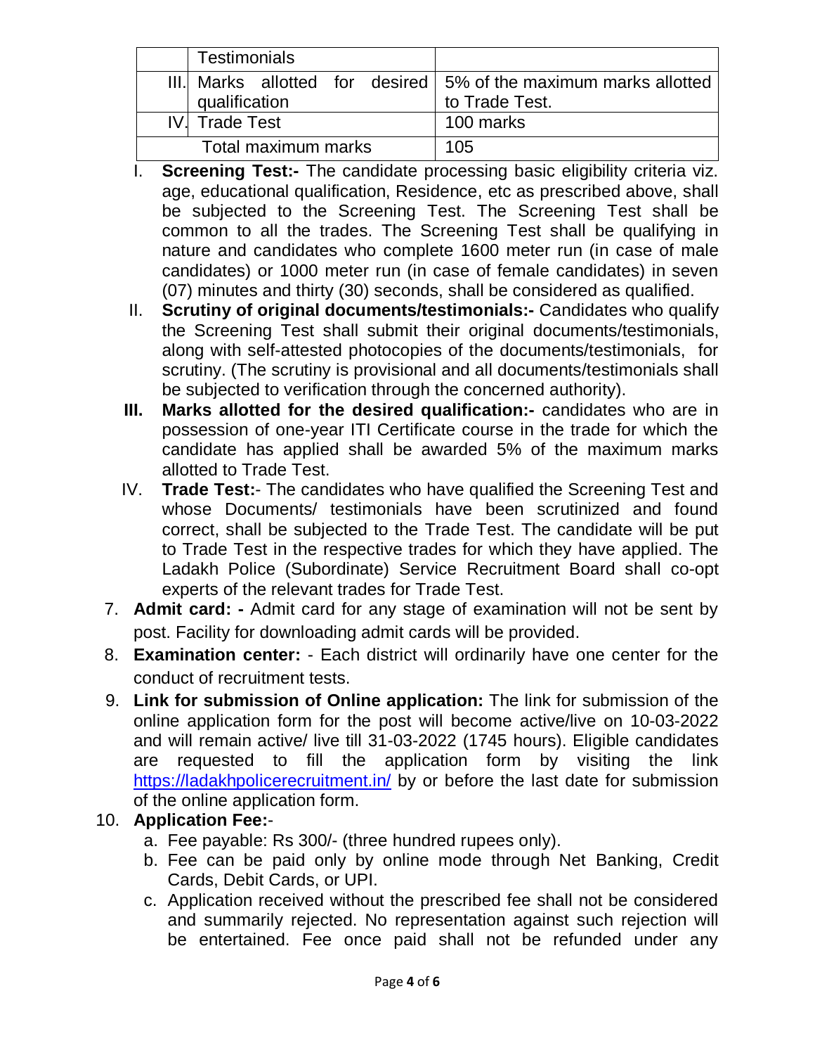| | | |
|---|---|---|
| | Testimonials | |
| III. | Marks allotted for desired qualification | 5% of the maximum marks allotted to Trade Test. |
| IV. | Trade Test | 100 marks |
| Total maximum marks | | 105 |

I. **Screening Test:-** The candidate processing basic eligibility criteria viz. age, educational qualification, Residence, etc as prescribed above, shall be subjected to the Screening Test. The Screening Test shall be common to all the trades. The Screening Test shall be qualifying in nature and candidates who complete 1600 meter run (in case of male candidates) or 1000 meter run (in case of female candidates) in seven (07) minutes and thirty (30) seconds, shall be considered as qualified.

II. **Scrutiny of original documents/testimonials:-** Candidates who qualify the Screening Test shall submit their original documents/testimonials, along with self-attested photocopies of the documents/testimonials, for scrutiny. (The scrutiny is provisional and all documents/testimonials shall be subjected to verification through the concerned authority).

III. **Marks allotted for the desired qualification:-** candidates who are in possession of one-year ITI Certificate course in the trade for which the candidate has applied shall be awarded 5% of the maximum marks allotted to Trade Test.

IV. **Trade Test:**- The candidates who have qualified the Screening Test and whose Documents/ testimonials have been scrutinized and found correct, shall be subjected to the Trade Test. The candidate will be put to Trade Test in the respective trades for which they have applied. The Ladakh Police (Subordinate) Service Recruitment Board shall co-opt experts of the relevant trades for Trade Test.

7. **Admit card: -** Admit card for any stage of examination will not be sent by post. Facility for downloading admit cards will be provided.
8. **Examination center:** - Each district will ordinarily have one center for the conduct of recruitment tests.
9. **Link for submission of Online application:** The link for submission of the online application form for the post will become active/live on 10-03-2022 and will remain active/ live till 31-03-2022 (1745 hours). Eligible candidates are requested to fill the application form by visiting the link https://ladakhpolicerecruitment.in/ by or before the last date for submission of the online application form.
10. **Application Fee:**-
    a. Fee payable: Rs 300/- (three hundred rupees only).
    b. Fee can be paid only by online mode through Net Banking, Credit Cards, Debit Cards, or UPI.
    c. Application received without the prescribed fee shall not be considered and summarily rejected. No representation against such rejection will be entertained. Fee once paid shall not be refunded under any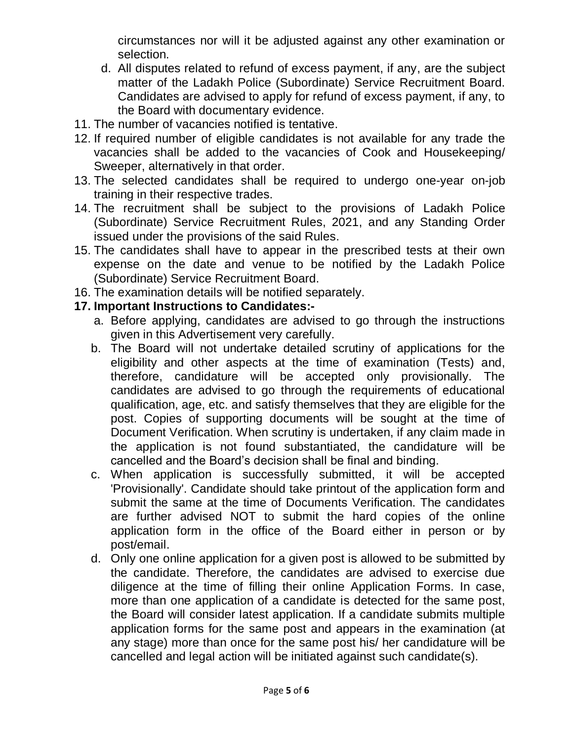circumstances nor will it be adjusted against any other examination or selection.

   d. All disputes related to refund of excess payment, if any, are the subject matter of the Ladakh Police (Subordinate) Service Recruitment Board. Candidates are advised to apply for refund of excess payment, if any, to the Board with documentary evidence.

11. The number of vacancies notified is tentative.
12. If required number of eligible candidates is not available for any trade the vacancies shall be added to the vacancies of Cook and Housekeeping/ Sweeper, alternatively in that order.
13. The selected candidates shall be required to undergo one-year on-job training in their respective trades.
14. The recruitment shall be subject to the provisions of Ladakh Police (Subordinate) Service Recruitment Rules, 2021, and any Standing Order issued under the provisions of the said Rules.
15. The candidates shall have to appear in the prescribed tests at their own expense on the date and venue to be notified by the Ladakh Police (Subordinate) Service Recruitment Board.
16. The examination details will be notified separately.
17. **Important Instructions to Candidates:-**
    a. Before applying, candidates are advised to go through the instructions given in this Advertisement very carefully.
    b. The Board will not undertake detailed scrutiny of applications for the eligibility and other aspects at the time of examination (Tests) and, therefore, candidature will be accepted only provisionally. The candidates are advised to go through the requirements of educational qualification, age, etc. and satisfy themselves that they are eligible for the post. Copies of supporting documents will be sought at the time of Document Verification. When scrutiny is undertaken, if any claim made in the application is not found substantiated, the candidature will be cancelled and the Board's decision shall be final and binding.
    c. When application is successfully submitted, it will be accepted 'Provisionally'. Candidate should take printout of the application form and submit the same at the time of Documents Verification. The candidates are further advised NOT to submit the hard copies of the online application form in the office of the Board either in person or by post/email.
    d. Only one online application for a given post is allowed to be submitted by the candidate. Therefore, the candidates are advised to exercise due diligence at the time of filling their online Application Forms. In case, more than one application of a candidate is detected for the same post, the Board will consider latest application. If a candidate submits multiple application forms for the same post and appears in the examination (at any stage) more than once for the same post his/ her candidature will be cancelled and legal action will be initiated against such candidate(s).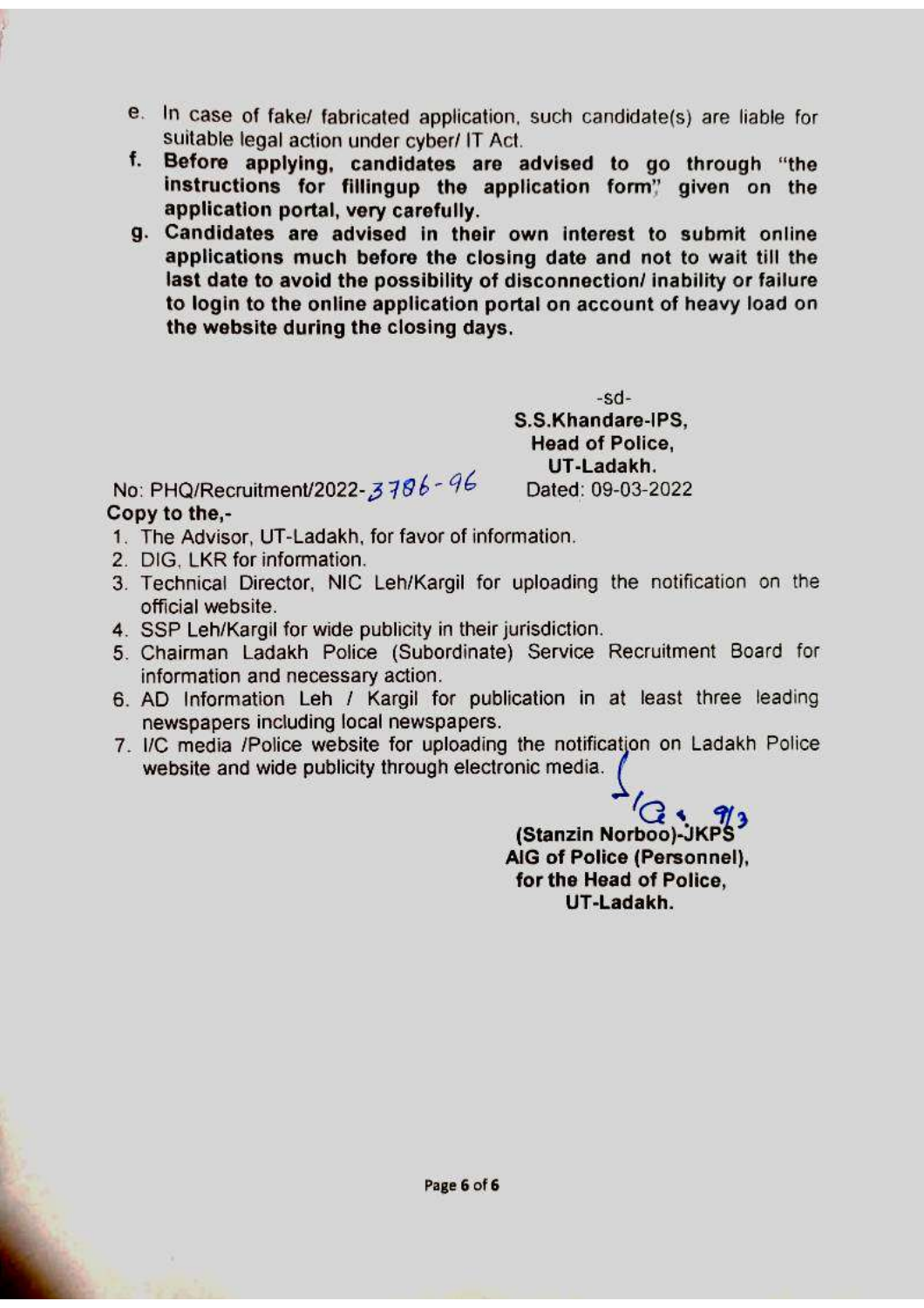e. In case of fake/ fabricated application, such candidate(s) are liable for suitable legal action under cyber/ IT Act.

**f. Before applying, candidates are advised to go through "the instructions for fillingup the application form" given on the application portal, very carefully.**

**g. Candidates are advised in their own interest to submit online applications much before the closing date and not to wait till the last date to avoid the possibility of disconnection/ inability or failure to login to the online application portal on account of heavy load on the website during the closing days.**

-sd-

**S.S.Khandare-IPS,**
**Head of Police,**
**UT-Ladakh.**

No: PHQ/Recruitment/2022-3786-96 Dated: 09-03-2022

**Copy to the,-**

1. The Advisor, UT-Ladakh, for favor of information.
2. DIG, LKR for information.
3. Technical Director, NIC Leh/Kargil for uploading the notification on the official website.
4. SSP Leh/Kargil for wide publicity in their jurisdiction.
5. Chairman Ladakh Police (Subordinate) Service Recruitment Board for information and necessary action.
6. AD Information Leh / Kargil for publication in at least three leading newspapers including local newspapers.
7. I/C media /Police website for uploading the notification on Ladakh Police website and wide publicity through electronic media.

9/3

**(Stanzin Norboo)-JKPS**
**AIG of Police (Personnel),**
**for the Head of Police,**
**UT-Ladakh.**